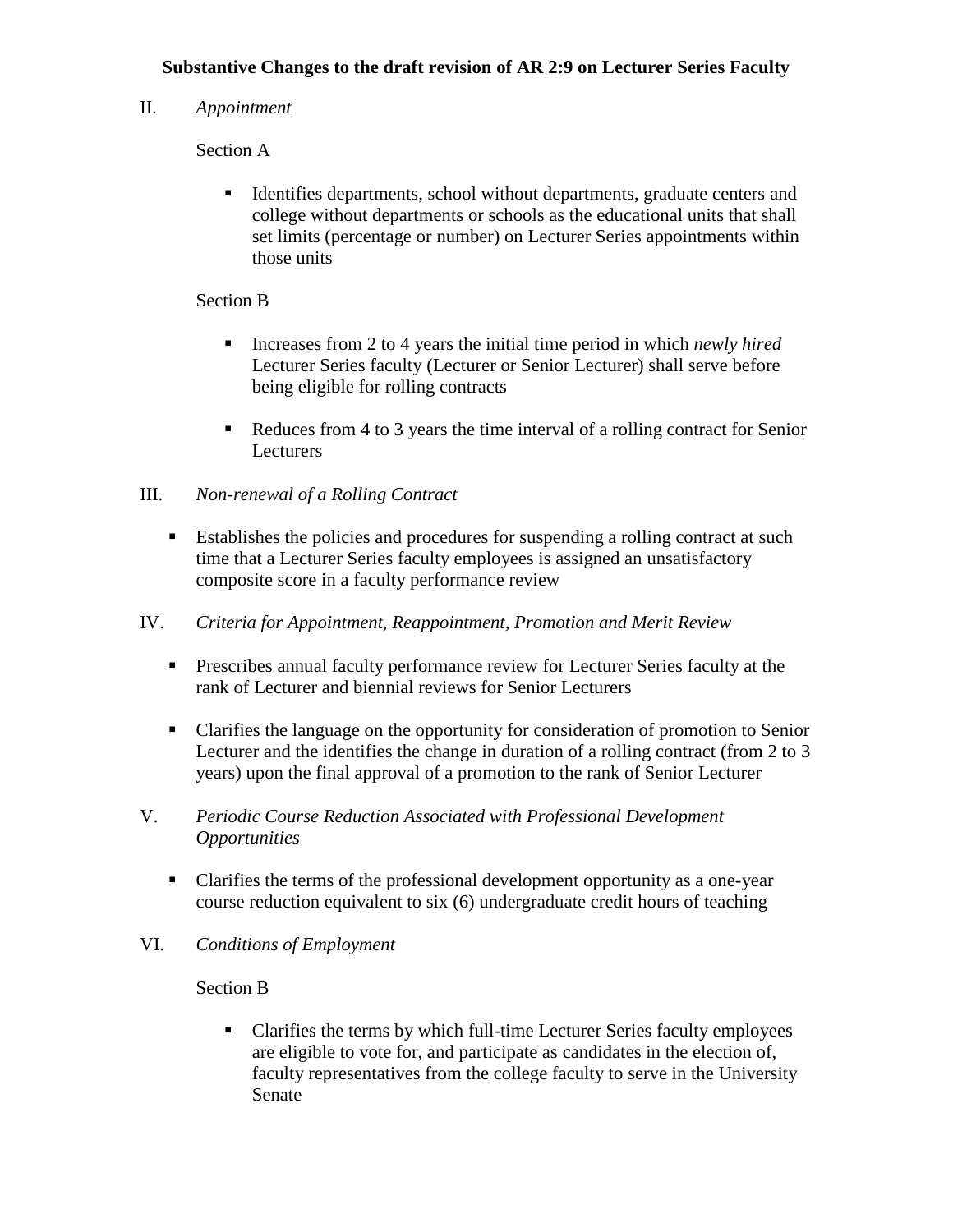# Substantive Changes to the draft revision of AR 2:9 on Lecturer Series Faculty

II. *Appointment*

Section A

- Identifies departments, school without departments, graduate centers and college without departments or schools as the educational units that shall set limits (percentage or number) on Lecturer Series appointments within those units

Section B

- Increases from 2 to 4 years the initial time period in which *newly hired* Lecturer Series faculty (Lecturer or Senior Lecturer) shall serve before being eligible for rolling contracts
- Reduces from 4 to 3 years the time interval of a rolling contract for Senior Lecturers

III. *Non-renewal of a Rolling Contract*

- Establishes the policies and procedures for suspending a rolling contract at such time that a Lecturer Series faculty employees is assigned an unsatisfactory composite score in a faculty performance review

IV. *Criteria for Appointment, Reappointment, Promotion and Merit Review*

- Prescribes annual faculty performance review for Lecturer Series faculty at the rank of Lecturer and biennial reviews for Senior Lecturers
- Clarifies the language on the opportunity for consideration of promotion to Senior Lecturer and the identifies the change in duration of a rolling contract (from 2 to 3 years) upon the final approval of a promotion to the rank of Senior Lecturer

V. *Periodic Course Reduction Associated with Professional Development Opportunities*

- Clarifies the terms of the professional development opportunity as a one-year course reduction equivalent to six (6) undergraduate credit hours of teaching

VI. *Conditions of Employment*

Section B

- Clarifies the terms by which full-time Lecturer Series faculty employees are eligible to vote for, and participate as candidates in the election of, faculty representatives from the college faculty to serve in the University Senate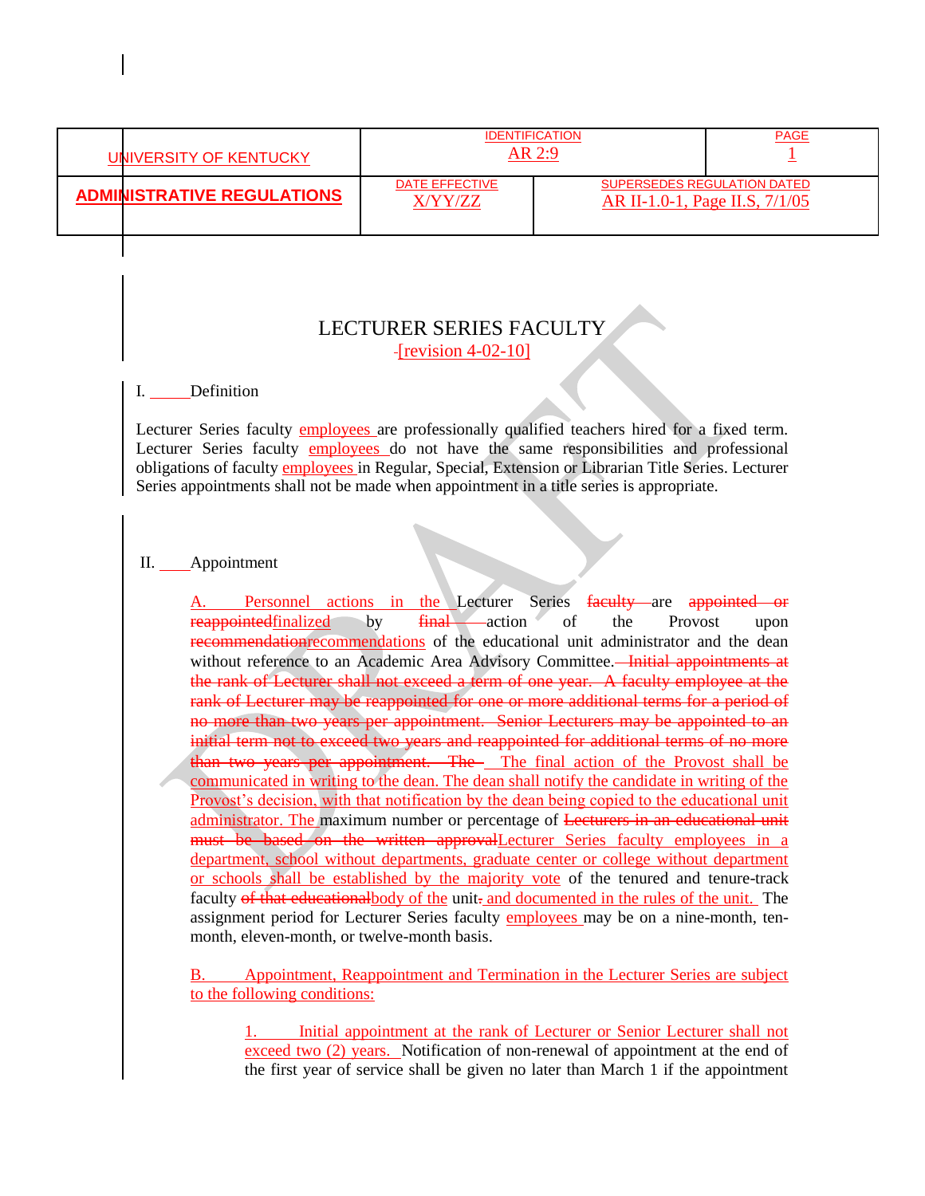| UNIVERSITY OF KENTUCKY | IDENTIFICATION<br>AR 2:9 | | PAGE<br>1 |
|---|---|---|---|
| **ADMINISTRATIVE REGULATIONS** | DATE EFFECTIVE<br>X/YY/ZZ | SUPERSEDES REGULATION DATED<br>AR II-1.0-1, Page II.S, 7/1/05 | |

# LECTURER SERIES FACULTY

[revision 4-02-10]

## I. Definition

Lecturer Series faculty employees are professionally qualified teachers hired for a fixed term. Lecturer Series faculty employees do not have the same responsibilities and professional obligations of faculty employees in Regular, Special, Extension or Librarian Title Series. Lecturer Series appointments shall not be made when appointment in a title series is appropriate.

## II. Appointment

A. Personnel actions in the Lecturer Series ~~faculty~~ are ~~appointed or reappointed~~finalized by ~~final~~ action of the Provost upon ~~recommendation~~recommendations of the educational unit administrator and the dean without reference to an Academic Area Advisory Committee. ~~Initial appointments at the rank of Lecturer shall not exceed a term of one year. A faculty employee at the rank of Lecturer may be reappointed for one or more additional terms for a period of no more than two years per appointment. Senior Lecturers may be appointed to an initial term not to exceed two years and reappointed for additional terms of no more than two years per appointment. The~~ The final action of the Provost shall be communicated in writing to the dean. The dean shall notify the candidate in writing of the Provost's decision, with that notification by the dean being copied to the educational unit administrator. The maximum number or percentage of ~~Lecturers in an educational unit must be based on the written approval~~Lecturer Series faculty employees in a department, school without departments, graduate center or college without department or schools shall be established by the majority vote of the tenured and tenure-track faculty ~~of that educational~~body of the unit~~,~~ and documented in the rules of the unit. The assignment period for Lecturer Series faculty employees may be on a nine-month, ten-month, eleven-month, or twelve-month basis.

B. Appointment, Reappointment and Termination in the Lecturer Series are subject to the following conditions:

1. Initial appointment at the rank of Lecturer or Senior Lecturer shall not exceed two (2) years. Notification of non-renewal of appointment at the end of the first year of service shall be given no later than March 1 if the appointment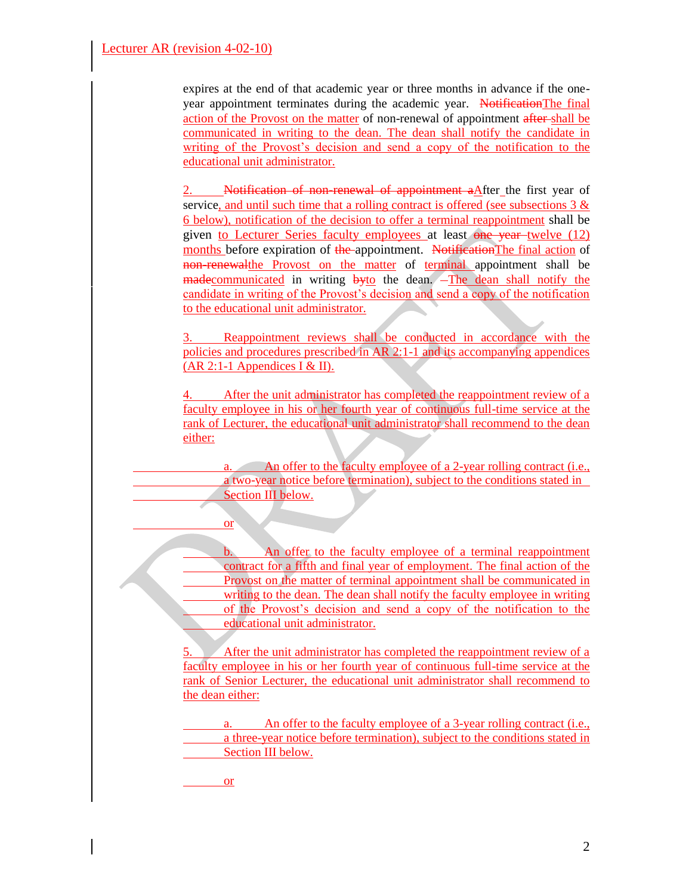expires at the end of that academic year or three months in advance if the one-year appointment terminates during the academic year. ~~Notification~~The final action of the Provost on the matter of non-renewal of appointment ~~after~~ shall be communicated in writing to the dean. The dean shall notify the candidate in writing of the Provost's decision and send a copy of the notification to the educational unit administrator.

2. ~~Notification of non-renewal of appointment a~~After the first year of service, and until such time that a rolling contract is offered (see subsections 3 & 6 below), notification of the decision to offer a terminal reappointment shall be given to Lecturer Series faculty employees at least ~~one year~~ twelve (12) months before expiration of ~~the~~ appointment. ~~Notification~~The final action of ~~non-renewal~~the Provost on the matter of terminal appointment shall be ~~made~~communicated in writing ~~by~~to the dean. ~~–~~The dean shall notify the candidate in writing of the Provost's decision and send a copy of the notification to the educational unit administrator.

3. Reappointment reviews shall be conducted in accordance with the policies and procedures prescribed in AR 2:1-1 and its accompanying appendices (AR 2:1-1 Appendices I & II).

4. After the unit administrator has completed the reappointment review of a faculty employee in his or her fourth year of continuous full-time service at the rank of Lecturer, the educational unit administrator shall recommend to the dean either:

   a. An offer to the faculty employee of a 2-year rolling contract (i.e., a two-year notice before termination), subject to the conditions stated in Section III below.

   or

   b. An offer to the faculty employee of a terminal reappointment contract for a fifth and final year of employment. The final action of the Provost on the matter of terminal appointment shall be communicated in writing to the dean. The dean shall notify the faculty employee in writing of the Provost's decision and send a copy of the notification to the educational unit administrator.

5. After the unit administrator has completed the reappointment review of a faculty employee in his or her fourth year of continuous full-time service at the rank of Senior Lecturer, the educational unit administrator shall recommend to the dean either:

   a. An offer to the faculty employee of a 3-year rolling contract (i.e., a three-year notice before termination), subject to the conditions stated in Section III below.

   or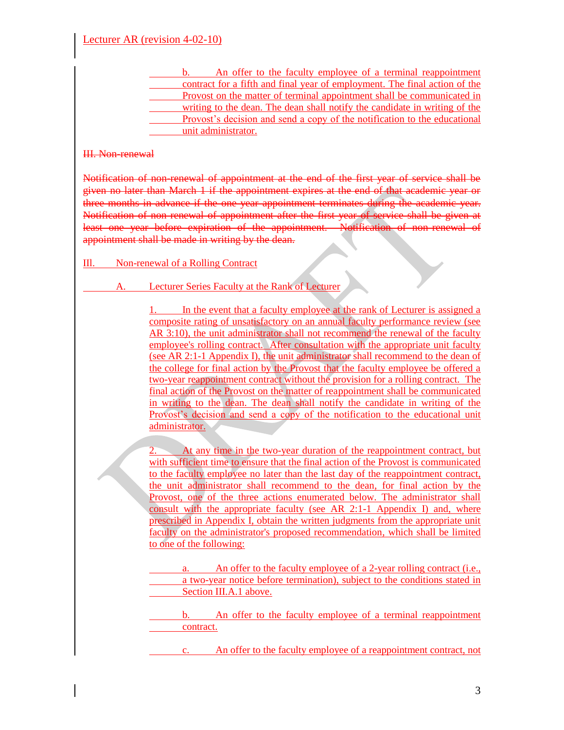b. An offer to the faculty employee of a terminal reappointment contract for a fifth and final year of employment. The final action of the Provost on the matter of terminal appointment shall be communicated in writing to the dean. The dean shall notify the candidate in writing of the Provost's decision and send a copy of the notification to the educational unit administrator.

~~III. Non-renewal~~

~~Notification of non-renewal of appointment at the end of the first year of service shall be given no later than March 1 if the appointment expires at the end of that academic year or three months in advance if the one year appointment terminates during the academic year. Notification of non-renewal of appointment after the first year of service shall be given at least one year before expiration of the appointment. Notification of non-renewal of appointment shall be made in writing by the dean.~~

## III. Non-renewal of a Rolling Contract

### A. Lecturer Series Faculty at the Rank of Lecturer

1. In the event that a faculty employee at the rank of Lecturer is assigned a composite rating of unsatisfactory on an annual faculty performance review (see AR 3:10), the unit administrator shall not recommend the renewal of the faculty employee's rolling contract. After consultation with the appropriate unit faculty (see AR 2:1-1 Appendix I), the unit administrator shall recommend to the dean of the college for final action by the Provost that the faculty employee be offered a two-year reappointment contract without the provision for a rolling contract. The final action of the Provost on the matter of reappointment shall be communicated in writing to the dean. The dean shall notify the candidate in writing of the Provost's decision and send a copy of the notification to the educational unit administrator.

2. At any time in the two-year duration of the reappointment contract, but with sufficient time to ensure that the final action of the Provost is communicated to the faculty employee no later than the last day of the reappointment contract, the unit administrator shall recommend to the dean, for final action by the Provost, one of the three actions enumerated below. The administrator shall consult with the appropriate faculty (see AR 2:1-1 Appendix I) and, where prescribed in Appendix I, obtain the written judgments from the appropriate unit faculty on the administrator's proposed recommendation, which shall be limited to one of the following:

   a. An offer to the faculty employee of a 2-year rolling contract (i.e., a two-year notice before termination), subject to the conditions stated in Section III.A.1 above.

   b. An offer to the faculty employee of a terminal reappointment contract.

   c. An offer to the faculty employee of a reappointment contract, not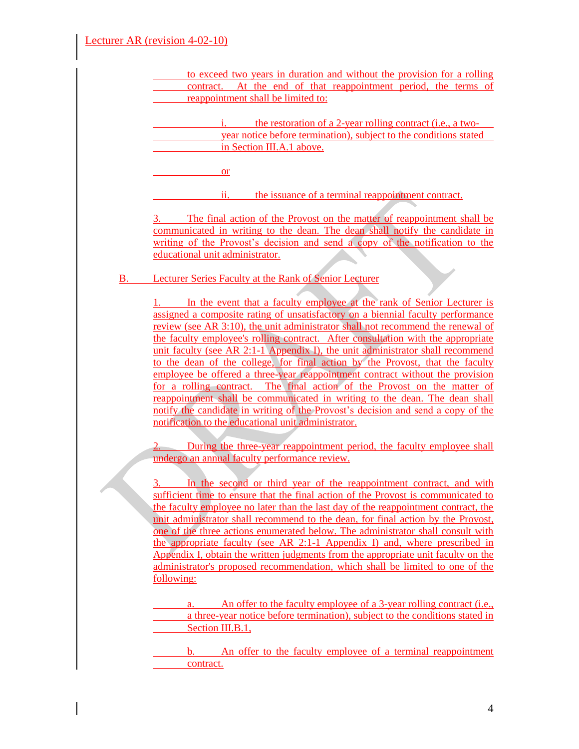to exceed two years in duration and without the provision for a rolling contract. At the end of that reappointment period, the terms of reappointment shall be limited to:

i. the restoration of a 2-year rolling contract (i.e., a two-year notice before termination), subject to the conditions stated in Section III.A.1 above.

or

ii. the issuance of a terminal reappointment contract.

3. The final action of the Provost on the matter of reappointment shall be communicated in writing to the dean. The dean shall notify the candidate in writing of the Provost's decision and send a copy of the notification to the educational unit administrator.

B. Lecturer Series Faculty at the Rank of Senior Lecturer

1. In the event that a faculty employee at the rank of Senior Lecturer is assigned a composite rating of unsatisfactory on a biennial faculty performance review (see AR 3:10), the unit administrator shall not recommend the renewal of the faculty employee's rolling contract. After consultation with the appropriate unit faculty (see AR 2:1-1 Appendix I), the unit administrator shall recommend to the dean of the college, for final action by the Provost, that the faculty employee be offered a three-year reappointment contract without the provision for a rolling contract. The final action of the Provost on the matter of reappointment shall be communicated in writing to the dean. The dean shall notify the candidate in writing of the Provost's decision and send a copy of the notification to the educational unit administrator.

2. During the three-year reappointment period, the faculty employee shall undergo an annual faculty performance review.

3. In the second or third year of the reappointment contract, and with sufficient time to ensure that the final action of the Provost is communicated to the faculty employee no later than the last day of the reappointment contract, the unit administrator shall recommend to the dean, for final action by the Provost, one of the three actions enumerated below. The administrator shall consult with the appropriate faculty (see AR 2:1-1 Appendix I) and, where prescribed in Appendix I, obtain the written judgments from the appropriate unit faculty on the administrator's proposed recommendation, which shall be limited to one of the following:

a. An offer to the faculty employee of a 3-year rolling contract (i.e., a three-year notice before termination), subject to the conditions stated in Section III.B.1,

b. An offer to the faculty employee of a terminal reappointment contract.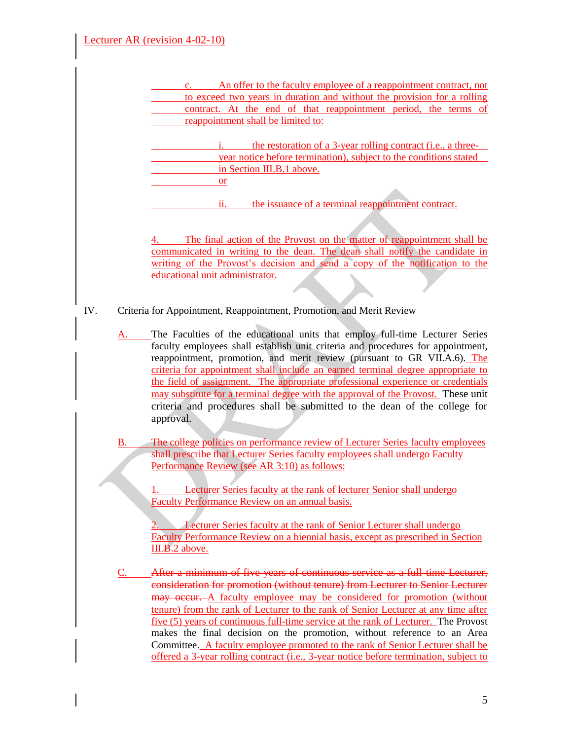c. An offer to the faculty employee of a reappointment contract, not to exceed two years in duration and without the provision for a rolling contract. At the end of that reappointment period, the terms of reappointment shall be limited to:

i. the restoration of a 3-year rolling contract (i.e., a three-year notice before termination), subject to the conditions stated in Section III.B.1 above.

or

ii. the issuance of a terminal reappointment contract.

4. The final action of the Provost on the matter of reappointment shall be communicated in writing to the dean. The dean shall notify the candidate in writing of the Provost's decision and send a copy of the notification to the educational unit administrator.

IV. Criteria for Appointment, Reappointment, Promotion, and Merit Review

A. The Faculties of the educational units that employ full-time Lecturer Series faculty employees shall establish unit criteria and procedures for appointment, reappointment, promotion, and merit review (pursuant to GR VII.A.6). The criteria for appointment shall include an earned terminal degree appropriate to the field of assignment. The appropriate professional experience or credentials may substitute for a terminal degree with the approval of the Provost. These unit criteria and procedures shall be submitted to the dean of the college for approval.

B. The college policies on performance review of Lecturer Series faculty employees shall prescribe that Lecturer Series faculty employees shall undergo Faculty Performance Review (see AR 3:10) as follows:

1. Lecturer Series faculty at the rank of lecturer Senior shall undergo Faculty Performance Review on an annual basis.

2. Lecturer Series faculty at the rank of Senior Lecturer shall undergo Faculty Performance Review on a biennial basis, except as prescribed in Section III.B.2 above.

C. ~~After a minimum of five years of continuous service as a full-time Lecturer, consideration for promotion (without tenure) from Lecturer to Senior Lecturer may occur.~~ A faculty employee may be considered for promotion (without tenure) from the rank of Lecturer to the rank of Senior Lecturer at any time after five (5) years of continuous full-time service at the rank of Lecturer. The Provost makes the final decision on the promotion, without reference to an Area Committee. A faculty employee promoted to the rank of Senior Lecturer shall be offered a 3-year rolling contract (i.e., 3-year notice before termination, subject to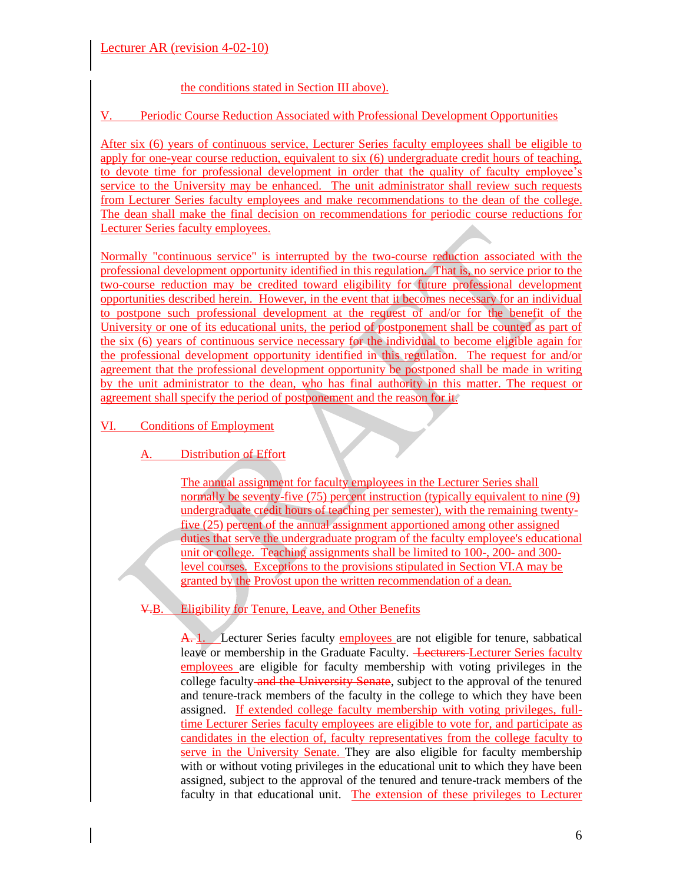the conditions stated in Section III above).

## V. Periodic Course Reduction Associated with Professional Development Opportunities

After six (6) years of continuous service, Lecturer Series faculty employees shall be eligible to apply for one-year course reduction, equivalent to six (6) undergraduate credit hours of teaching, to devote time for professional development in order that the quality of faculty employee's service to the University may be enhanced. The unit administrator shall review such requests from Lecturer Series faculty employees and make recommendations to the dean of the college. The dean shall make the final decision on recommendations for periodic course reductions for Lecturer Series faculty employees.

Normally "continuous service" is interrupted by the two-course reduction associated with the professional development opportunity identified in this regulation. That is, no service prior to the two-course reduction may be credited toward eligibility for future professional development opportunities described herein. However, in the event that it becomes necessary for an individual to postpone such professional development at the request of and/or for the benefit of the University or one of its educational units, the period of postponement shall be counted as part of the six (6) years of continuous service necessary for the individual to become eligible again for the professional development opportunity identified in this regulation. The request for and/or agreement that the professional development opportunity be postponed shall be made in writing by the unit administrator to the dean, who has final authority in this matter. The request or agreement shall specify the period of postponement and the reason for it.

## VI. Conditions of Employment

### A. Distribution of Effort

The annual assignment for faculty employees in the Lecturer Series shall normally be seventy-five (75) percent instruction (typically equivalent to nine (9) undergraduate credit hours of teaching per semester), with the remaining twenty-five (25) percent of the annual assignment apportioned among other assigned duties that serve the undergraduate program of the faculty employee's educational unit or college. Teaching assignments shall be limited to 100-, 200- and 300-level courses. Exceptions to the provisions stipulated in Section VI.A may be granted by the Provost upon the written recommendation of a dean.

### ~~V.~~B. Eligibility for Tenure, Leave, and Other Benefits

~~A.~~ 1. Lecturer Series faculty employees are not eligible for tenure, sabbatical leave or membership in the Graduate Faculty. ~~Lecturers~~ Lecturer Series faculty employees are eligible for faculty membership with voting privileges in the college faculty ~~and the University Senate~~, subject to the approval of the tenured and tenure-track members of the faculty in the college to which they have been assigned. If extended college faculty membership with voting privileges, full-time Lecturer Series faculty employees are eligible to vote for, and participate as candidates in the election of, faculty representatives from the college faculty to serve in the University Senate. They are also eligible for faculty membership with or without voting privileges in the educational unit to which they have been assigned, subject to the approval of the tenured and tenure-track members of the faculty in that educational unit. The extension of these privileges to Lecturer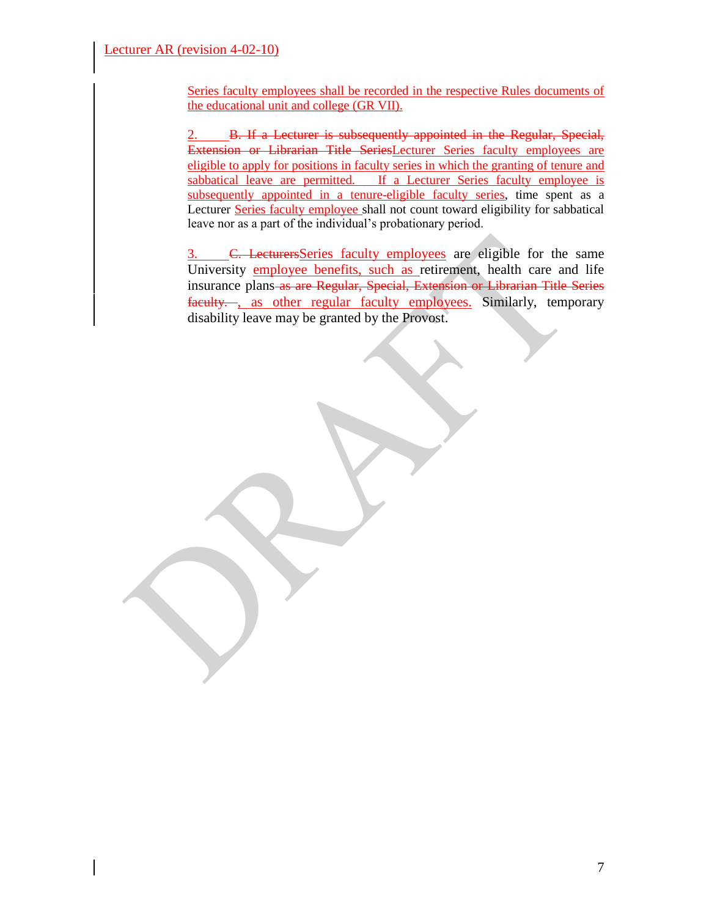Series faculty employees shall be recorded in the respective Rules documents of the educational unit and college (GR VII).

2. ~~B. If a Lecturer is subsequently appointed in the Regular, Special, Extension or Librarian Title Series~~Lecturer Series faculty employees are eligible to apply for positions in faculty series in which the granting of tenure and sabbatical leave are permitted. If a Lecturer Series faculty employee is subsequently appointed in a tenure-eligible faculty series, time spent as a Lecturer Series faculty employee shall not count toward eligibility for sabbatical leave nor as a part of the individual's probationary period.

3. ~~C. Lecturers~~Series faculty employees are eligible for the same University employee benefits, such as retirement, health care and life insurance plans ~~as are Regular, Special, Extension or Librarian Title Series faculty.~~ , as other regular faculty employees. Similarly, temporary disability leave may be granted by the Provost.